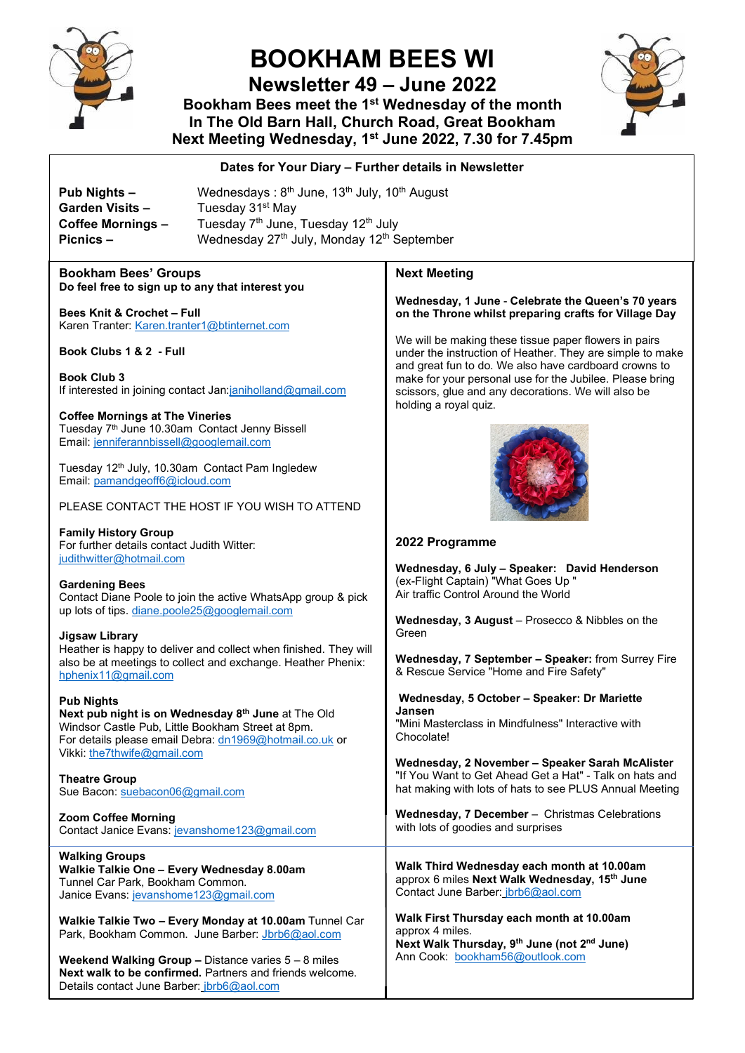# BOOKHAM BEES WI

## Newsletter 49 – June 2022

**Bookham Bees meet the 1st Wednesday of the month**
**In The Old Barn Hall, Church Road, Great Bookham**
**Next Meeting Wednesday, 1st June 2022, 7.30 for 7.45pm**

### Dates for Your Diary – Further details in Newsletter

| | |
|---|---|
| **Pub Nights –** | Wednesdays : 8th June, 13th July, 10th August |
| **Garden Visits –** | Tuesday 31st May |
| **Coffee Mornings –** | Tuesday 7th June, Tuesday 12th July |
| **Picnics –** | Wednesday 27th July, Monday 12th September |

### Bookham Bees' Groups

**Do feel free to sign up to any that interest you**

**Bees Knit & Crochet – Full**
Karen Tranter: Karen.tranter1@btinternet.com

**Book Clubs 1 & 2 - Full**

**Book Club 3**
If interested in joining contact Jan:janiholland@gmail.com

**Coffee Mornings at The Vineries**
Tuesday 7th June 10.30am Contact Jenny Bissell
Email: jenniferannbissell@googlemail.com

Tuesday 12th July, 10.30am Contact Pam Ingledew
Email: pamandgeoff6@icloud.com

PLEASE CONTACT THE HOST IF YOU WISH TO ATTEND

**Family History Group**
For further details contact Judith Witter:
judithwitter@hotmail.com

**Gardening Bees**
Contact Diane Poole to join the active WhatsApp group & pick up lots of tips. diane.poole25@googlemail.com

**Jigsaw Library**
Heather is happy to deliver and collect when finished. They will also be at meetings to collect and exchange. Heather Phenix: hphenix11@gmail.com

**Pub Nights**
**Next pub night is on Wednesday 8th June** at The Old Windsor Castle Pub, Little Bookham Street at 8pm.
For details please email Debra: dn1969@hotmail.co.uk or Vikki: the7thwife@gmail.com

**Theatre Group**
Sue Bacon: suebacon06@gmail.com

**Zoom Coffee Morning**
Contact Janice Evans: jevanshome123@gmail.com

### Next Meeting

**Wednesday, 1 June** - **Celebrate the Queen's 70 years on the Throne whilst preparing crafts for Village Day**

We will be making these tissue paper flowers in pairs under the instruction of Heather. They are simple to make and great fun to do. We also have cardboard crowns to make for your personal use for the Jubilee. Please bring scissors, glue and any decorations. We will also be holding a royal quiz.

### 2022 Programme

**Wednesday, 6 July – Speaker: David Henderson**
(ex-Flight Captain) "What Goes Up "
Air traffic Control Around the World

**Wednesday, 3 August** – Prosecco & Nibbles on the Green

**Wednesday, 7 September – Speaker:** from Surrey Fire & Rescue Service "Home and Fire Safety"

**Wednesday, 5 October – Speaker: Dr Mariette Jansen**
"Mini Masterclass in Mindfulness" Interactive with Chocolate!

**Wednesday, 2 November – Speaker Sarah McAlister**
"If You Want to Get Ahead Get a Hat" - Talk on hats and hat making with lots of hats to see PLUS Annual Meeting

**Wednesday, 7 December** – Christmas Celebrations with lots of goodies and surprises

### Walking Groups

**Walkie Talkie One – Every Wednesday 8.00am**
Tunnel Car Park, Bookham Common.
Janice Evans: jevanshome123@gmail.com

**Walkie Talkie Two – Every Monday at 10.00am** Tunnel Car Park, Bookham Common. June Barber: Jbrb6@aol.com

**Weekend Walking Group –** Distance varies 5 – 8 miles
**Next walk to be confirmed.** Partners and friends welcome.
Details contact June Barber: jbrb6@aol.com

**Walk Third Wednesday each month at 10.00am**
approx 6 miles **Next Walk Wednesday, 15th June**
Contact June Barber: jbrb6@aol.com

**Walk First Thursday each month at 10.00am**
approx 4 miles.
**Next Walk Thursday, 9th June (not 2nd June)**
Ann Cook: bookham56@outlook.com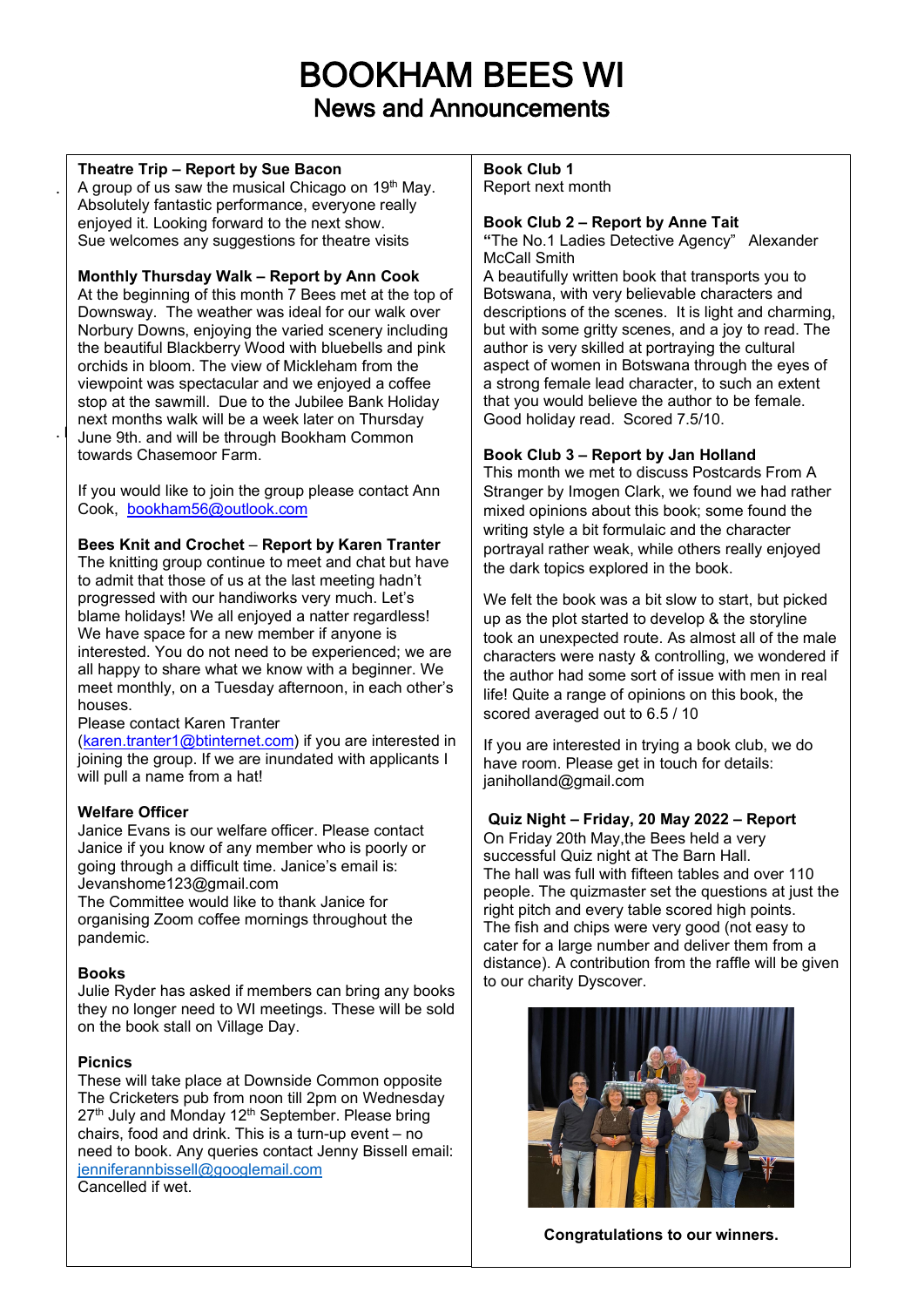# BOOKHAM BEES WI

## News and Announcements

**Theatre Trip – Report by Sue Bacon**

A group of us saw the musical Chicago on 19th May. Absolutely fantastic performance, everyone really enjoyed it. Looking forward to the next show. Sue welcomes any suggestions for theatre visits

**Monthly Thursday Walk – Report by Ann Cook**

At the beginning of this month 7 Bees met at the top of Downsway. The weather was ideal for our walk over Norbury Downs, enjoying the varied scenery including the beautiful Blackberry Wood with bluebells and pink orchids in bloom. The view of Mickleham from the viewpoint was spectacular and we enjoyed a coffee stop at the sawmill. Due to the Jubilee Bank Holiday next months walk will be a week later on Thursday June 9th. and will be through Bookham Common towards Chasemoor Farm.

If you would like to join the group please contact Ann Cook, bookham56@outlook.com

**Bees Knit and Crochet – Report by Karen Tranter**

The knitting group continue to meet and chat but have to admit that those of us at the last meeting hadn't progressed with our handiworks very much. Let's blame holidays! We all enjoyed a natter regardless! We have space for a new member if anyone is interested. You do not need to be experienced; we are all happy to share what we know with a beginner. We meet monthly, on a Tuesday afternoon, in each other's houses.

Please contact Karen Tranter (karen.tranter1@btinternet.com) if you are interested in joining the group. If we are inundated with applicants I will pull a name from a hat!

**Welfare Officer**

Janice Evans is our welfare officer. Please contact Janice if you know of any member who is poorly or going through a difficult time. Janice's email is: Jevanshome123@gmail.com

The Committee would like to thank Janice for organising Zoom coffee mornings throughout the pandemic.

**Books**

Julie Ryder has asked if members can bring any books they no longer need to WI meetings. These will be sold on the book stall on Village Day.

**Picnics**

These will take place at Downside Common opposite The Cricketers pub from noon till 2pm on Wednesday 27th July and Monday 12th September. Please bring chairs, food and drink. This is a turn-up event – no need to book. Any queries contact Jenny Bissell email: jenniferannbissell@googlemail.com

Cancelled if wet.

**Book Club 1**

Report next month

**Book Club 2 – Report by Anne Tait**

**"**The No.1 Ladies Detective Agency" Alexander McCall Smith

A beautifully written book that transports you to Botswana, with very believable characters and descriptions of the scenes. It is light and charming, but with some gritty scenes, and a joy to read. The author is very skilled at portraying the cultural aspect of women in Botswana through the eyes of a strong female lead character, to such an extent that you would believe the author to be female. Good holiday read. Scored 7.5/10.

**Book Club 3 – Report by Jan Holland**

This month we met to discuss Postcards From A Stranger by Imogen Clark, we found we had rather mixed opinions about this book; some found the writing style a bit formulaic and the character portrayal rather weak, while others really enjoyed the dark topics explored in the book.

We felt the book was a bit slow to start, but picked up as the plot started to develop & the storyline took an unexpected route. As almost all of the male characters were nasty & controlling, we wondered if the author had some sort of issue with men in real life! Quite a range of opinions on this book, the scored averaged out to 6.5 / 10

If you are interested in trying a book club, we do have room. Please get in touch for details: janiholland@gmail.com

**Quiz Night – Friday, 20 May 2022 – Report**

On Friday 20th May,the Bees held a very successful Quiz night at The Barn Hall.

The hall was full with fifteen tables and over 110 people. The quizmaster set the questions at just the right pitch and every table scored high points.

The fish and chips were very good (not easy to cater for a large number and deliver them from a distance). A contribution from the raffle will be given to our charity Dyscover.

**Congratulations to our winners.**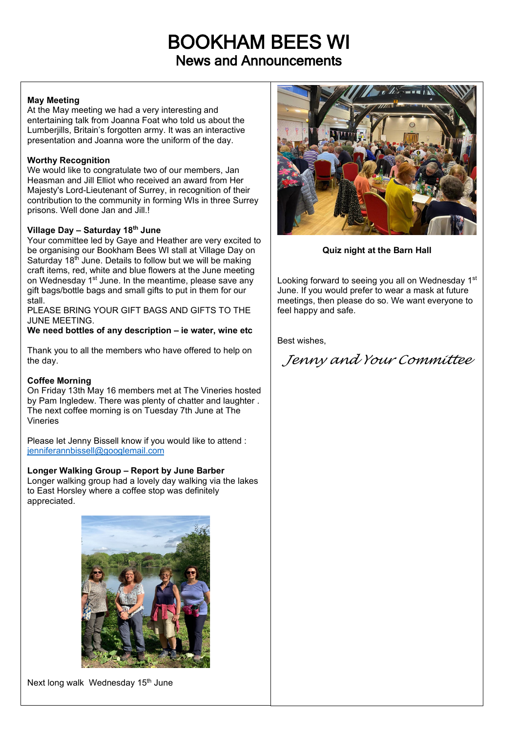# BOOKHAM BEES WI
## News and Announcements

**May Meeting**
At the May meeting we had a very interesting and entertaining talk from Joanna Foat who told us about the Lumberjills, Britain's forgotten army. It was an interactive presentation and Joanna wore the uniform of the day.

**Worthy Recognition**
We would like to congratulate two of our members, Jan Heasman and Jill Elliot who received an award from Her Majesty's Lord-Lieutenant of Surrey, in recognition of their contribution to the community in forming WIs in three Surrey prisons. Well done Jan and Jill.!

**Village Day – Saturday 18th June**
Your committee led by Gaye and Heather are very excited to be organising our Bookham Bees WI stall at Village Day on Saturday 18th June. Details to follow but we will be making craft items, red, white and blue flowers at the June meeting on Wednesday 1st June. In the meantime, please save any gift bags/bottle bags and small gifts to put in them for our stall.
PLEASE BRING YOUR GIFT BAGS AND GIFTS TO THE JUNE MEETING.
**We need bottles of any description – ie water, wine etc**

Thank you to all the members who have offered to help on the day.

**Coffee Morning**
On Friday 13th May 16 members met at The Vineries hosted by Pam Ingledew. There was plenty of chatter and laughter . The next coffee morning is on Tuesday 7th June at The Vineries

Please let Jenny Bissell know if you would like to attend : jenniferannbissell@googlemail.com

**Longer Walking Group – Report by June Barber**
Longer walking group had a lovely day walking via the lakes to East Horsley where a coffee stop was definitely appreciated.

Next long walk Wednesday 15th June

**Quiz night at the Barn Hall**

Looking forward to seeing you all on Wednesday 1st June. If you would prefer to wear a mask at future meetings, then please do so. We want everyone to feel happy and safe.

Best wishes,

*Jenny and Your Committee*